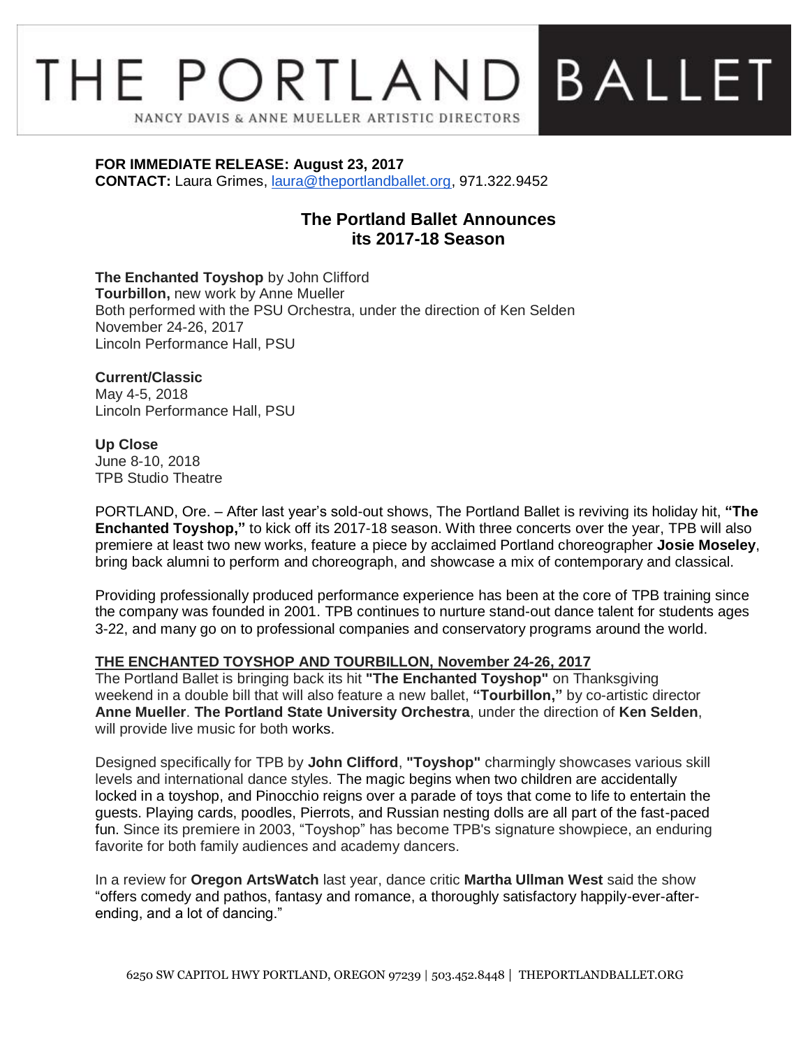# THE PORTLAND BALLET

NANCY DAVIS & ANNE MUELLER ARTISTIC DIRECTORS

**FOR IMMEDIATE RELEASE: August 23, 2017**
**CONTACT:** Laura Grimes, laura@theportlandballet.org, 971.322.9452

## The Portland Ballet Announces its 2017-18 Season

**The Enchanted Toyshop** by John Clifford
**Tourbillon,** new work by Anne Mueller
Both performed with the PSU Orchestra, under the direction of Ken Selden
November 24-26, 2017
Lincoln Performance Hall, PSU

**Current/Classic**
May 4-5, 2018
Lincoln Performance Hall, PSU

**Up Close**
June 8-10, 2018
TPB Studio Theatre

PORTLAND, Ore. – After last year's sold-out shows, The Portland Ballet is reviving its holiday hit, **"The Enchanted Toyshop,"** to kick off its 2017-18 season. With three concerts over the year, TPB will also premiere at least two new works, feature a piece by acclaimed Portland choreographer **Josie Moseley**, bring back alumni to perform and choreograph, and showcase a mix of contemporary and classical.

Providing professionally produced performance experience has been at the core of TPB training since the company was founded in 2001. TPB continues to nurture stand-out dance talent for students ages 3-22, and many go on to professional companies and conservatory programs around the world.

### THE ENCHANTED TOYSHOP AND TOURBILLON, November 24-26, 2017

The Portland Ballet is bringing back its hit **"The Enchanted Toyshop"** on Thanksgiving weekend in a double bill that will also feature a new ballet, **"Tourbillon,"** by co-artistic director **Anne Mueller**. **The Portland State University Orchestra**, under the direction of **Ken Selden**, will provide live music for both works.

Designed specifically for TPB by **John Clifford**, **"Toyshop"** charmingly showcases various skill levels and international dance styles. The magic begins when two children are accidentally locked in a toyshop, and Pinocchio reigns over a parade of toys that come to life to entertain the guests. Playing cards, poodles, Pierrots, and Russian nesting dolls are all part of the fast-paced fun. Since its premiere in 2003, "Toyshop" has become TPB's signature showpiece, an enduring favorite for both family audiences and academy dancers.

In a review for **Oregon ArtsWatch** last year, dance critic **Martha Ullman West** said the show "offers comedy and pathos, fantasy and romance, a thoroughly satisfactory happily-ever-after-ending, and a lot of dancing."

6250 SW CAPITOL HWY PORTLAND, OREGON 97239 | 503.452.8448 | THEPORTLANDBALLET.ORG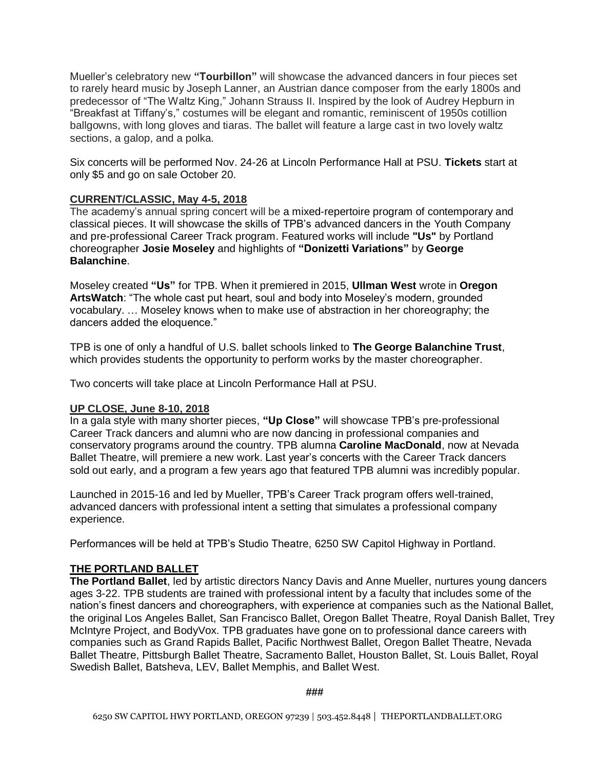Mueller's celebratory new **"Tourbillon"** will showcase the advanced dancers in four pieces set to rarely heard music by Joseph Lanner, an Austrian dance composer from the early 1800s and predecessor of "The Waltz King," Johann Strauss II. Inspired by the look of Audrey Hepburn in "Breakfast at Tiffany's," costumes will be elegant and romantic, reminiscent of 1950s cotillion ballgowns, with long gloves and tiaras. The ballet will feature a large cast in two lovely waltz sections, a galop, and a polka.

Six concerts will be performed Nov. 24-26 at Lincoln Performance Hall at PSU. **Tickets** start at only $5 and go on sale October 20.

## CURRENT/CLASSIC, May 4-5, 2018

The academy's annual spring concert will be a mixed-repertoire program of contemporary and classical pieces. It will showcase the skills of TPB's advanced dancers in the Youth Company and pre-professional Career Track program. Featured works will include **"Us"** by Portland choreographer **Josie Moseley** and highlights of **"Donizetti Variations"** by **George Balanchine**.

Moseley created **"Us"** for TPB. When it premiered in 2015, **Ullman West** wrote in **Oregon ArtsWatch**: "The whole cast put heart, soul and body into Moseley's modern, grounded vocabulary. … Moseley knows when to make use of abstraction in her choreography; the dancers added the eloquence."

TPB is one of only a handful of U.S. ballet schools linked to **The George Balanchine Trust**, which provides students the opportunity to perform works by the master choreographer.

Two concerts will take place at Lincoln Performance Hall at PSU.

## UP CLOSE, June 8-10, 2018

In a gala style with many shorter pieces, **"Up Close"** will showcase TPB's pre-professional Career Track dancers and alumni who are now dancing in professional companies and conservatory programs around the country. TPB alumna **Caroline MacDonald**, now at Nevada Ballet Theatre, will premiere a new work. Last year's concerts with the Career Track dancers sold out early, and a program a few years ago that featured TPB alumni was incredibly popular.

Launched in 2015-16 and led by Mueller, TPB's Career Track program offers well-trained, advanced dancers with professional intent a setting that simulates a professional company experience.

Performances will be held at TPB's Studio Theatre, 6250 SW Capitol Highway in Portland.

## THE PORTLAND BALLET

**The Portland Ballet**, led by artistic directors Nancy Davis and Anne Mueller, nurtures young dancers ages 3-22. TPB students are trained with professional intent by a faculty that includes some of the nation's finest dancers and choreographers, with experience at companies such as the National Ballet, the original Los Angeles Ballet, San Francisco Ballet, Oregon Ballet Theatre, Royal Danish Ballet, Trey McIntyre Project, and BodyVox. TPB graduates have gone on to professional dance careers with companies such as Grand Rapids Ballet, Pacific Northwest Ballet, Oregon Ballet Theatre, Nevada Ballet Theatre, Pittsburgh Ballet Theatre, Sacramento Ballet, Houston Ballet, St. Louis Ballet, Royal Swedish Ballet, Batsheva, LEV, Ballet Memphis, and Ballet West.

###

6250 SW CAPITOL HWY PORTLAND, OREGON 97239 | 503.452.8448 | THEPORTLANDBALLET.ORG